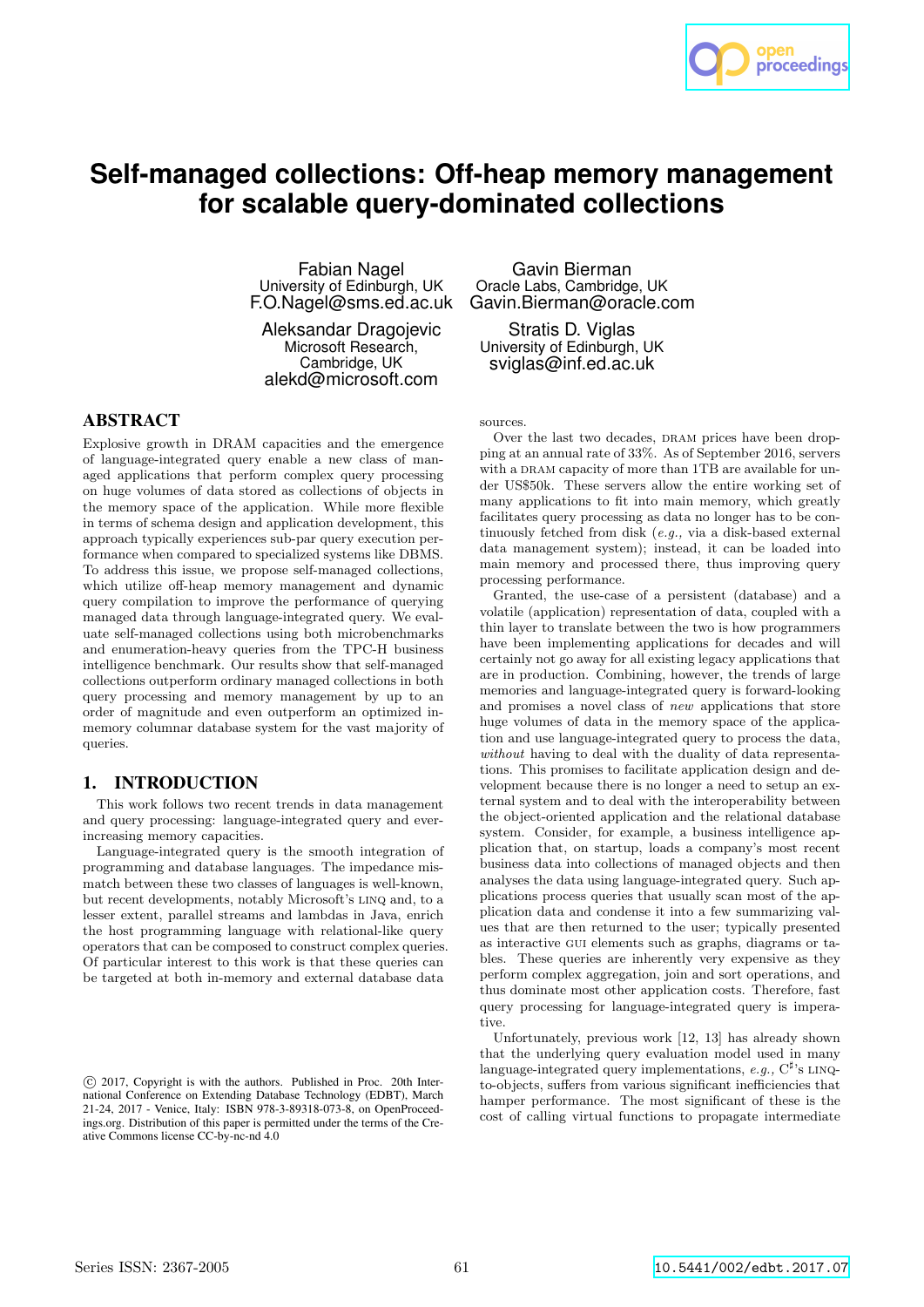# Self-managed collections: Off-heap memory management for scalable query-dominated collections

Fabian Nagel
University of Edinburgh, UK
F.O.Nagel@sms.ed.ac.uk

Gavin Bierman
Oracle Labs, Cambridge, UK
Gavin.Bierman@oracle.com

Aleksandar Dragojevic
Microsoft Research, Cambridge, UK
alekd@microsoft.com

Stratis D. Viglas
University of Edinburgh, UK
sviglas@inf.ed.ac.uk

## ABSTRACT

Explosive growth in DRAM capacities and the emergence of language-integrated query enable a new class of managed applications that perform complex query processing on huge volumes of data stored as collections of objects in the memory space of the application. While more flexible in terms of schema design and application development, this approach typically experiences sub-par query execution performance when compared to specialized systems like DBMS. To address this issue, we propose self-managed collections, which utilize off-heap memory management and dynamic query compilation to improve the performance of querying managed data through language-integrated query. We evaluate self-managed collections using both microbenchmarks and enumeration-heavy queries from the TPC-H business intelligence benchmark. Our results show that self-managed collections outperform ordinary managed collections in both query processing and memory management by up to an order of magnitude and even outperform an optimized in-memory columnar database system for the vast majority of queries.

## 1. INTRODUCTION

This work follows two recent trends in data management and query processing: language-integrated query and ever-increasing memory capacities.

Language-integrated query is the smooth integration of programming and database languages. The impedance mismatch between these two classes of languages is well-known, but recent developments, notably Microsoft's LINQ and, to a lesser extent, parallel streams and lambdas in Java, enrich the host programming language with relational-like query operators that can be composed to construct complex queries. Of particular interest to this work is that these queries can be targeted at both in-memory and external database data sources.

Over the last two decades, DRAM prices have been dropping at an annual rate of 33%. As of September 2016, servers with a DRAM capacity of more than 1TB are available for under US\$50k. These servers allow the entire working set of many applications to fit into main memory, which greatly facilitates query processing as data no longer has to be continuously fetched from disk (*e.g.,* via a disk-based external data management system); instead, it can be loaded into main memory and processed there, thus improving query processing performance.

Granted, the use-case of a persistent (database) and a volatile (application) representation of data, coupled with a thin layer to translate between the two is how programmers have been implementing applications for decades and will certainly not go away for all existing legacy applications that are in production. Combining, however, the trends of large memories and language-integrated query is forward-looking and promises a novel class of *new* applications that store huge volumes of data in the memory space of the application and use language-integrated query to process the data, *without* having to deal with the duality of data representations. This promises to facilitate application design and development because there is no longer a need to setup an external system and to deal with the interoperability between the object-oriented application and the relational database system. Consider, for example, a business intelligence application that, on startup, loads a company's most recent business data into collections of managed objects and then analyses the data using language-integrated query. Such applications process queries that usually scan most of the application data and condense it into a few summarizing values that are then returned to the user; typically presented as interactive GUI elements such as graphs, diagrams or tables. These queries are inherently very expensive as they perform complex aggregation, join and sort operations, and thus dominate most other application costs. Therefore, fast query processing for language-integrated query is imperative.

Unfortunately, previous work [12, 13] has already shown that the underlying query evaluation model used in many language-integrated query implementations, *e.g.,* C♯'s LINQ-to-objects, suffers from various significant inefficiencies that hamper performance. The most significant of these is the cost of calling virtual functions to propagate intermediate

© 2017, Copyright is with the authors. Published in Proc. 20th International Conference on Extending Database Technology (EDBT), March 21-24, 2017 - Venice, Italy: ISBN 978-3-89318-073-8, on OpenProceedings.org. Distribution of this paper is permitted under the terms of the Creative Commons license CC-by-nc-nd 4.0

Series ISSN: 2367-2005 10.5441/002/edbt.2017.07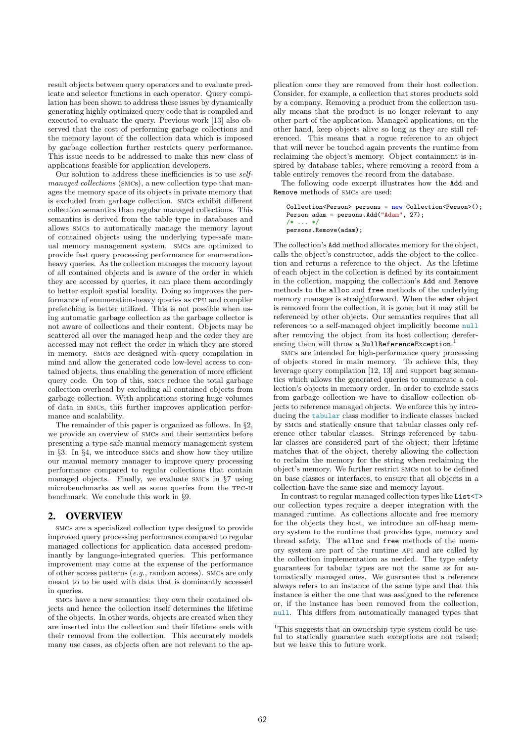result objects between query operators and to evaluate predicate and selector functions in each operator. Query compilation has been shown to address these issues by dynamically generating highly optimized query code that is compiled and executed to evaluate the query. Previous work [13] also observed that the cost of performing garbage collections and the memory layout of the collection data which is imposed by garbage collection further restricts query performance. This issue needs to be addressed to make this new class of applications feasible for application developers.

Our solution to address these inefficiencies is to use *self-managed collections* (SMCs), a new collection type that manages the memory space of its objects in private memory that is excluded from garbage collection. SMCs exhibit different collection semantics than regular managed collections. This semantics is derived from the table type in databases and allows SMCs to automatically manage the memory layout of contained objects using the underlying type-safe manual memory management system. SMCs are optimized to provide fast query processing performance for enumeration-heavy queries. As the collection manages the memory layout of all contained objects and is aware of the order in which they are accessed by queries, it can place them accordingly to better exploit spatial locality. Doing so improves the performance of enumeration-heavy queries as CPU and compiler prefetching is better utilized. This is not possible when using automatic garbage collection as the garbage collector is not aware of collections and their content. Objects may be scattered all over the managed heap and the order they are accessed may not reflect the order in which they are stored in memory. SMCs are designed with query compilation in mind and allow the generated code low-level access to contained objects, thus enabling the generation of more efficient query code. On top of this, SMCs reduce the total garbage collection overhead by excluding all contained objects from garbage collection. With applications storing huge volumes of data in SMCs, this further improves application performance and scalability.

The remainder of this paper is organized as follows. In §2, we provide an overview of SMCs and their semantics before presenting a type-safe manual memory management system in §3. In §4, we introduce SMCs and show how they utilize our manual memory manager to improve query processing performance compared to regular collections that contain managed objects. Finally, we evaluate SMCs in §7 using microbenchmarks as well as some queries from the TPC-H benchmark. We conclude this work in §9.

## 2. OVERVIEW

SMCs are a specialized collection type designed to provide improved query processing performance compared to regular managed collections for application data accessed predominantly by language-integrated queries. This performance improvement may come at the expense of the performance of other access patterns (*e.g.*, random access). SMCs are only meant to to be used with data that is dominantly accessed in queries.

SMCs have a new semantics: they own their contained objects and hence the collection itself determines the lifetime of the objects. In other words, objects are created when they are inserted into the collection and their lifetime ends with their removal from the collection. This accurately models many use cases, as objects often are not relevant to the application once they are removed from their host collection. Consider, for example, a collection that stores products sold by a company. Removing a product from the collection usually means that the product is no longer relevant to any other part of the application. Managed applications, on the other hand, keep objects alive so long as they are still referenced. This means that a rogue reference to an object that will never be touched again prevents the runtime from reclaiming the object's memory. Object containment is inspired by database tables, where removing a record from a table entirely removes the record from the database.

The following code excerpt illustrates how the `Add` and `Remove` methods of SMCs are used:

```
Collection<Person> persons = new Collection<Person>();
Person adam = persons.Add("Adam", 27);
/* ... */
persons.Remove(adam);
```

The collection's `Add` method allocates memory for the object, calls the object's constructor, adds the object to the collection and returns a reference to the object. As the lifetime of each object in the collection is defined by its containment in the collection, mapping the collection's `Add` and `Remove` methods to the `alloc` and `free` methods of the underlying memory manager is straightforward. When the `adam` object is removed from the collection, it is gone; but it may still be referenced by other objects. Our semantics requires that all references to a self-managed object implicitly become `null` after removing the object from its host collection; dereferencing them will throw a `NullReferenceException`.[1]

SMCs are intended for high-performance query processing of objects stored in main memory. To achieve this, they leverage query compilation [12, 13] and support bag semantics which allows the generated queries to enumerate a collection's objects in memory order. In order to exclude SMCs from garbage collection we have to disallow collection objects to reference managed objects. We enforce this by introducing the `tabular` class modifier to indicate classes backed by SMCs and statically ensure that tabular classes only reference other tabular classes. Strings referenced by tabular classes are considered part of the object; their lifetime matches that of the object, thereby allowing the collection to reclaim the memory for the string when reclaiming the object's memory. We further restrict SMCs not to be defined on base classes or interfaces, to ensure that all objects in a collection have the same size and memory layout.

In contrast to regular managed collection types like `List<T>` our collection types require a deeper integration with the managed runtime. As collections allocate and free memory for the objects they host, we introduce an off-heap memory system to the runtime that provides type, memory and thread safety. The `alloc` and `free` methods of the memory system are part of the runtime API and are called by the collection implementation as needed. The type safety guarantees for tabular types are not the same as for automatically managed ones. We guarantee that a reference always refers to an instance of the same type and that this instance is either the one that was assigned to the reference or, if the instance has been removed from the collection, `null`. This differs from automatically managed types that

[1] This suggests that an ownership type system could be useful to statically guarantee such exceptions are not raised; but we leave this to future work.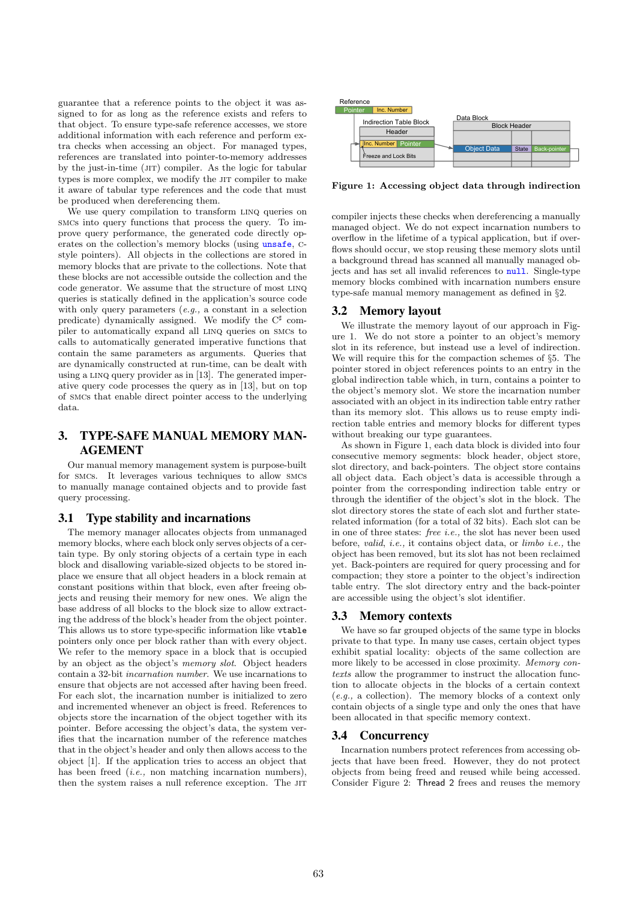guarantee that a reference points to the object it was assigned to for as long as the reference exists and refers to that object. To ensure type-safe reference accesses, we store additional information with each reference and perform extra checks when accessing an object. For managed types, references are translated into pointer-to-memory addresses by the just-in-time (JIT) compiler. As the logic for tabular types is more complex, we modify the JIT compiler to make it aware of tabular type references and the code that must be produced when dereferencing them.

We use query compilation to transform LINQ queries on SMCs into query functions that process the query. To improve query performance, the generated code directly operates on the collection's memory blocks (using `unsafe`, C-style pointers). All objects in the collections are stored in memory blocks that are private to the collections. Note that these blocks are not accessible outside the collection and the code generator. We assume that the structure of most LINQ queries is statically defined in the application's source code with only query parameters (*e.g.,* a constant in a selection predicate) dynamically assigned. We modify the C♯ compiler to automatically expand all LINQ queries on SMCs to calls to automatically generated imperative functions that contain the same parameters as arguments. Queries that are dynamically constructed at run-time, can be dealt with using a LINQ query provider as in [13]. The generated imperative query code processes the query as in [13], but on top of SMCs that enable direct pointer access to the underlying data.

## 3. TYPE-SAFE MANUAL MEMORY MANAGEMENT

Our manual memory management system is purpose-built for SMCs. It leverages various techniques to allow SMCs to manually manage contained objects and to provide fast query processing.

### 3.1 Type stability and incarnations

The memory manager allocates objects from unmanaged memory blocks, where each block only serves objects of a certain type. By only storing objects of a certain type in each block and disallowing variable-sized objects to be stored inplace we ensure that all object headers in a block remain at constant positions within that block, even after freeing objects and reusing their memory for new ones. We align the base address of all blocks to the block size to allow extracting the address of the block's header from the object pointer. This allows us to store type-specific information like `vtable` pointers only once per block rather than with every object. We refer to the memory space in a block that is occupied by an object as the object's *memory slot*. Object headers contain a 32-bit *incarnation number*. We use incarnations to ensure that objects are not accessed after having been freed. For each slot, the incarnation number is initialized to zero and incremented whenever an object is freed. References to objects store the incarnation of the object together with its pointer. Before accessing the object's data, the system verifies that the incarnation number of the reference matches that in the object's header and only then allows access to the object [1]. If the application tries to access an object that has been freed (*i.e.,* non matching incarnation numbers), then the system raises a null reference exception. The JIT compiler injects these checks when dereferencing a manually managed object. We do not expect incarnation numbers to overflow in the lifetime of a typical application, but if overflows should occur, we stop reusing these memory slots until a background thread has scanned all manually managed objects and has set all invalid references to `null`. Single-type memory blocks combined with incarnation numbers ensure type-safe manual memory management as defined in §2.

Figure 1: Accessing object data through indirection

### 3.2 Memory layout

We illustrate the memory layout of our approach in Figure 1. We do not store a pointer to an object's memory slot in its reference, but instead use a level of indirection. We will require this for the compaction schemes of §5. The pointer stored in object references points to an entry in the global indirection table which, in turn, contains a pointer to the object's memory slot. We store the incarnation number associated with an object in its indirection table entry rather than its memory slot. This allows us to reuse empty indirection table entries and memory blocks for different types without breaking our type guarantees.

As shown in Figure 1, each data block is divided into four consecutive memory segments: block header, object store, slot directory, and back-pointers. The object store contains all object data. Each object's data is accessible through a pointer from the corresponding indirection table entry or through the identifier of the object's slot in the block. The slot directory stores the state of each slot and further state-related information (for a total of 32 bits). Each slot can be in one of three states: *free i.e.,* the slot has never been used before, *valid*, *i.e.,* it contains object data, or *limbo i.e.,* the object has been removed, but its slot has not been reclaimed yet. Back-pointers are required for query processing and for compaction; they store a pointer to the object's indirection table entry. The slot directory entry and the back-pointer are accessible using the object's slot identifier.

### 3.3 Memory contexts

We have so far grouped objects of the same type in blocks private to that type. In many use cases, certain object types exhibit spatial locality: objects of the same collection are more likely to be accessed in close proximity. *Memory contexts* allow the programmer to instruct the allocation function to allocate objects in the blocks of a certain context (*e.g.,* a collection). The memory blocks of a context only contain objects of a single type and only the ones that have been allocated in that specific memory context.

### 3.4 Concurrency

Incarnation numbers protect references from accessing objects that have been freed. However, they do not protect objects from being freed and reused while being accessed. Consider Figure 2: Thread 2 frees and reuses the memory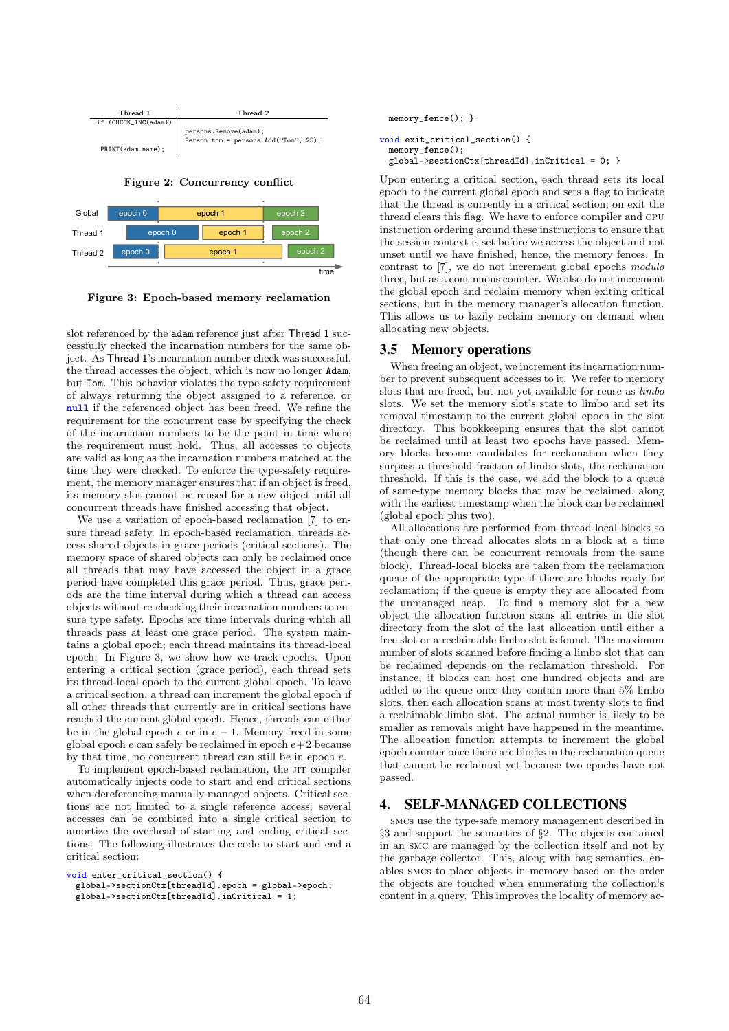| Thread 1 | Thread 2 |
| --- | --- |
| if (CHECK_INC(adam)) | |
| | persons.Remove(adam);<br>Person tom = persons.Add("Tom", 25); |
| PRINT(adam.name); | |

**Figure 2: Concurrency conflict**

| | | | |
| --- | --- | --- | --- |
| Global | epoch 0 | epoch 1 | epoch 2 |
| Thread 1 | epoch 0 | epoch 1 | epoch 2 |
| Thread 2 | epoch 0 | epoch 1 | epoch 2 |

time →

**Figure 3: Epoch-based memory reclamation**

slot referenced by the `adam` reference just after Thread 1 successfully checked the incarnation numbers for the same object. As Thread 1's incarnation number check was successful, the thread accesses the object, which is now no longer `Adam`, but `Tom`. This behavior violates the type-safety requirement of always returning the object assigned to a reference, or `null` if the referenced object has been freed. We refine the requirement for the concurrent case by specifying the check of the incarnation numbers to be the point in time where the requirement must hold. Thus, all accesses to objects are valid as long as the incarnation numbers matched at the time they were checked. To enforce the type-safety requirement, the memory manager ensures that if an object is freed, its memory slot cannot be reused for a new object until all concurrent threads have finished accessing that object.

We use a variation of epoch-based reclamation [7] to ensure thread safety. In epoch-based reclamation, threads access shared objects in grace periods (critical sections). The memory space of shared objects can only be reclaimed once all threads that may have accessed the object in a grace period have completed this grace period. Thus, grace periods are the time interval during which a thread can access objects without re-checking their incarnation numbers to ensure type safety. Epochs are time intervals during which all threads pass at least one grace period. The system maintains a global epoch; each thread maintains its thread-local epoch. In Figure 3, we show how we track epochs. Upon entering a critical section (grace period), each thread sets its thread-local epoch to the current global epoch. To leave a critical section, a thread can increment the global epoch if all other threads that currently are in critical sections have reached the current global epoch. Hence, threads can either be in the global epoch $e$ or in $e-1$. Memory freed in some global epoch $e$ can safely be reclaimed in epoch $e+2$ because by that time, no concurrent thread can still be in epoch $e$.

To implement epoch-based reclamation, the JIT compiler automatically injects code to start and end critical sections when dereferencing manually managed objects. Critical sections are not limited to a single reference access; several accesses can be combined into a single critical section to amortize the overhead of starting and ending critical sections. The following illustrates the code to start and end a critical section:

```
void enter_critical_section() {
  global->sectionCtx[threadId].epoch = global->epoch;
  global->sectionCtx[threadId].inCritical = 1;
  memory_fence(); }

void exit_critical_section() {
  memory_fence();
  global->sectionCtx[threadId].inCritical = 0; }
```

Upon entering a critical section, each thread sets its local epoch to the current global epoch and sets a flag to indicate that the thread is currently in a critical section; on exit the thread clears this flag. We have to enforce compiler and CPU instruction ordering around these instructions to ensure that the session context is set before we access the object and not unset until we have finished, hence, the memory fences. In contrast to [7], we do not increment global epochs *modulo* three, but as a continuous counter. We also do not increment the global epoch and reclaim memory when exiting critical sections, but in the memory manager's allocation function. This allows us to lazily reclaim memory on demand when allocating new objects.

## 3.5 Memory operations

When freeing an object, we increment its incarnation number to prevent subsequent accesses to it. We refer to memory slots that are freed, but not yet available for reuse as *limbo* slots. We set the memory slot's state to limbo and set its removal timestamp to the current global epoch in the slot directory. This bookkeeping ensures that the slot cannot be reclaimed until at least two epochs have passed. Memory blocks become candidates for reclamation when they surpass a threshold fraction of limbo slots, the reclamation threshold. If this is the case, we add the block to a queue of same-type memory blocks that may be reclaimed, along with the earliest timestamp when the block can be reclaimed (global epoch plus two).

All allocations are performed from thread-local blocks so that only one thread allocates slots in a block at a time (though there can be concurrent removals from the same block). Thread-local blocks are taken from the reclamation queue of the appropriate type if there are blocks ready for reclamation; if the queue is empty they are allocated from the unmanaged heap. To find a memory slot for a new object the allocation function scans all entries in the slot directory from the slot of the last allocation until either a free slot or a reclaimable limbo slot is found. The maximum number of slots scanned before finding a limbo slot that can be reclaimed depends on the reclamation threshold. For instance, if blocks can host one hundred objects and are added to the queue once they contain more than 5% limbo slots, then each allocation scans at most twenty slots to find a reclaimable limbo slot. The actual number is likely to be smaller as removals might have happened in the meantime. The allocation function attempts to increment the global epoch counter once there are blocks in the reclamation queue that cannot be reclaimed yet because two epochs have not passed.

# 4. SELF-MANAGED COLLECTIONS

SMCs use the type-safe memory management described in §3 and support the semantics of §2. The objects contained in an SMC are managed by the collection itself and not by the garbage collector. This, along with bag semantics, enables SMCs to place objects in memory based on the order the objects are touched when enumerating the collection's content in a query. This improves the locality of memory ac-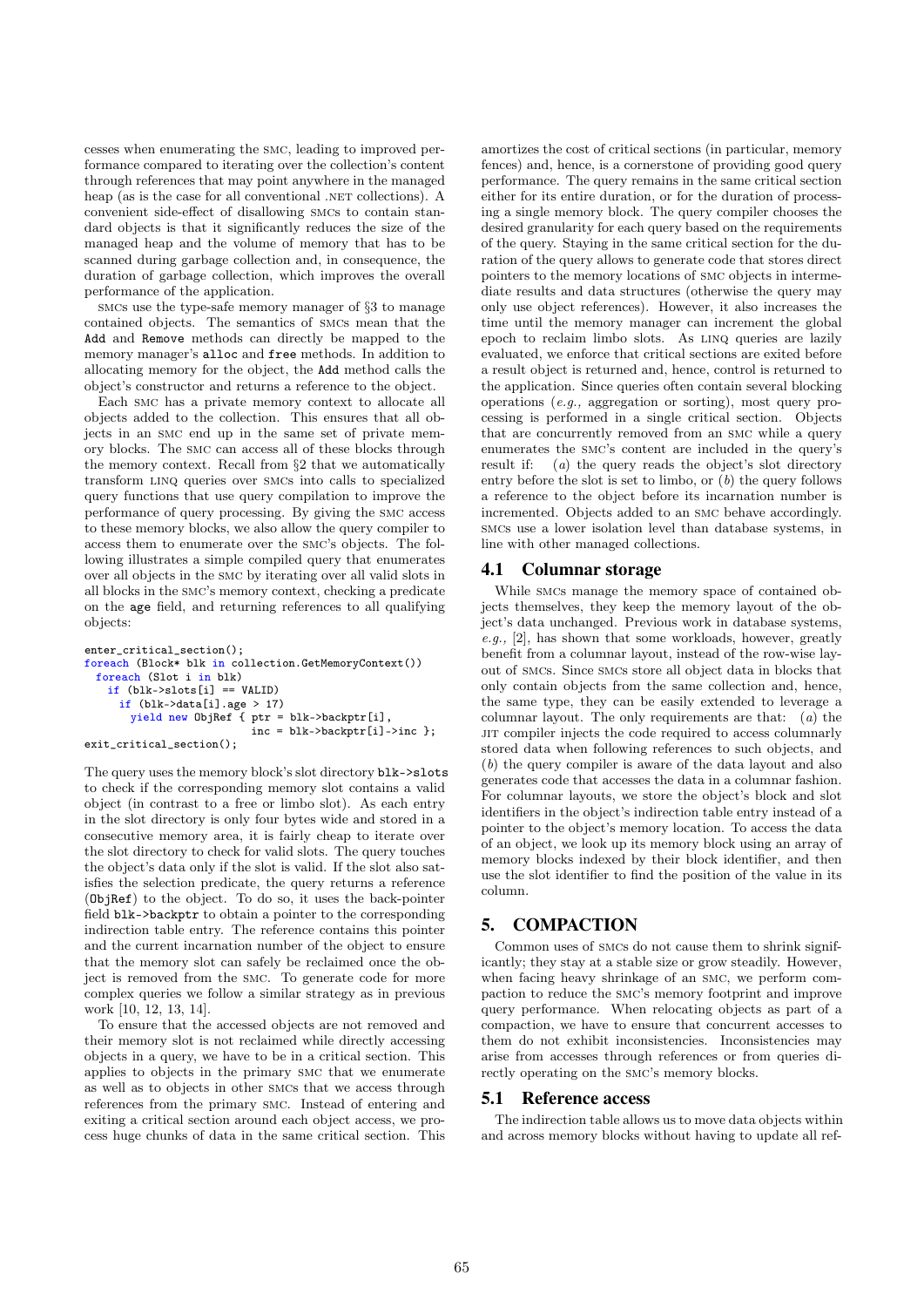cesses when enumerating the SMC, leading to improved performance compared to iterating over the collection's content through references that may point anywhere in the managed heap (as is the case for all conventional .NET collections). A convenient side-effect of disallowing SMCs to contain standard objects is that it significantly reduces the size of the managed heap and the volume of memory that has to be scanned during garbage collection and, in consequence, the duration of garbage collection, which improves the overall performance of the application.

SMCs use the type-safe memory manager of §3 to manage contained objects. The semantics of SMCs mean that the `Add` and `Remove` methods can directly be mapped to the memory manager's `alloc` and `free` methods. In addition to allocating memory for the object, the `Add` method calls the object's constructor and returns a reference to the object.

Each SMC has a private memory context to allocate all objects added to the collection. This ensures that all objects in an SMC end up in the same set of private memory blocks. The SMC can access all of these blocks through the memory context. Recall from §2 that we automatically transform LINQ queries over SMCs into calls to specialized query functions that use query compilation to improve the performance of query processing. By giving the SMC access to these memory blocks, we also allow the query compiler to access them to enumerate over the SMC's objects. The following illustrates a simple compiled query that enumerates over all objects in the SMC by iterating over all valid slots in all blocks in the SMC's memory context, checking a predicate on the `age` field, and returning references to all qualifying objects:

```
enter_critical_section();
foreach (Block* blk in collection.GetMemoryContext())
  foreach (Slot i in blk)
    if (blk->slots[i] == VALID)
      if (blk->data[i].age > 17)
        yield new ObjRef { ptr = blk->backptr[i],
                           inc = blk->backptr[i]->inc };
exit_critical_section();
```

The query uses the memory block's slot directory `blk->slots` to check if the corresponding memory slot contains a valid object (in contrast to a free or limbo slot). As each entry in the slot directory is only four bytes wide and stored in a consecutive memory area, it is fairly cheap to iterate over the slot directory to check for valid slots. The query touches the object's data only if the slot is valid. If the slot also satisfies the selection predicate, the query returns a reference (`ObjRef`) to the object. To do so, it uses the back-pointer field `blk->backptr` to obtain a pointer to the corresponding indirection table entry. The reference contains this pointer and the current incarnation number of the object to ensure that the memory slot can safely be reclaimed once the object is removed from the SMC. To generate code for more complex queries we follow a similar strategy as in previous work [10, 12, 13, 14].

To ensure that the accessed objects are not removed and their memory slot is not reclaimed while directly accessing objects in a query, we have to be in a critical section. This applies to objects in the primary SMC that we enumerate as well as to objects in other SMCs that we access through references from the primary SMC. Instead of entering and exiting a critical section around each object access, we process huge chunks of data in the same critical section. This amortizes the cost of critical sections (in particular, memory fences) and, hence, is a cornerstone of providing good query performance. The query remains in the same critical section either for its entire duration, or for the duration of processing a single memory block. The query compiler chooses the desired granularity for each query based on the requirements of the query. Staying in the same critical section for the duration of the query allows to generate code that stores direct pointers to the memory locations of SMC objects in intermediate results and data structures (otherwise the query may only use object references). However, it also increases the time until the memory manager can increment the global epoch to reclaim limbo slots. As LINQ queries are lazily evaluated, we enforce that critical sections are exited before a result object is returned and, hence, control is returned to the application. Since queries often contain several blocking operations (*e.g.,* aggregation or sorting), most query processing is performed in a single critical section. Objects that are concurrently removed from an SMC while a query enumerates the SMC's content are included in the query's result if: (*a*) the query reads the object's slot directory entry before the slot is set to limbo, or (*b*) the query follows a reference to the object before its incarnation number is incremented. Objects added to an SMC behave accordingly. SMCs use a lower isolation level than database systems, in line with other managed collections.

### 4.1 Columnar storage

While SMCs manage the memory space of contained objects themselves, they keep the memory layout of the object's data unchanged. Previous work in database systems, *e.g.,* [2], has shown that some workloads, however, greatly benefit from a columnar layout, instead of the row-wise layout of SMCs. Since SMCs store all object data in blocks that only contain objects from the same collection and, hence, the same type, they can be easily extended to leverage a columnar layout. The only requirements are that: (*a*) the JIT compiler injects the code required to access columnarly stored data when following references to such objects, and (*b*) the query compiler is aware of the data layout and also generates code that accesses the data in a columnar fashion. For columnar layouts, we store the object's block and slot identifiers in the object's indirection table entry instead of a pointer to the object's memory location. To access the data of an object, we look up its memory block using an array of memory blocks indexed by their block identifier, and then use the slot identifier to find the position of the value in its column.

## 5. COMPACTION

Common uses of SMCs do not cause them to shrink significantly; they stay at a stable size or grow steadily. However, when facing heavy shrinkage of an SMC, we perform compaction to reduce the SMC's memory footprint and improve query performance. When relocating objects as part of a compaction, we have to ensure that concurrent accesses to them do not exhibit inconsistencies. Inconsistencies may arise from accesses through references or from queries directly operating on the SMC's memory blocks.

### 5.1 Reference access

The indirection table allows us to move data objects within and across memory blocks without having to update all ref-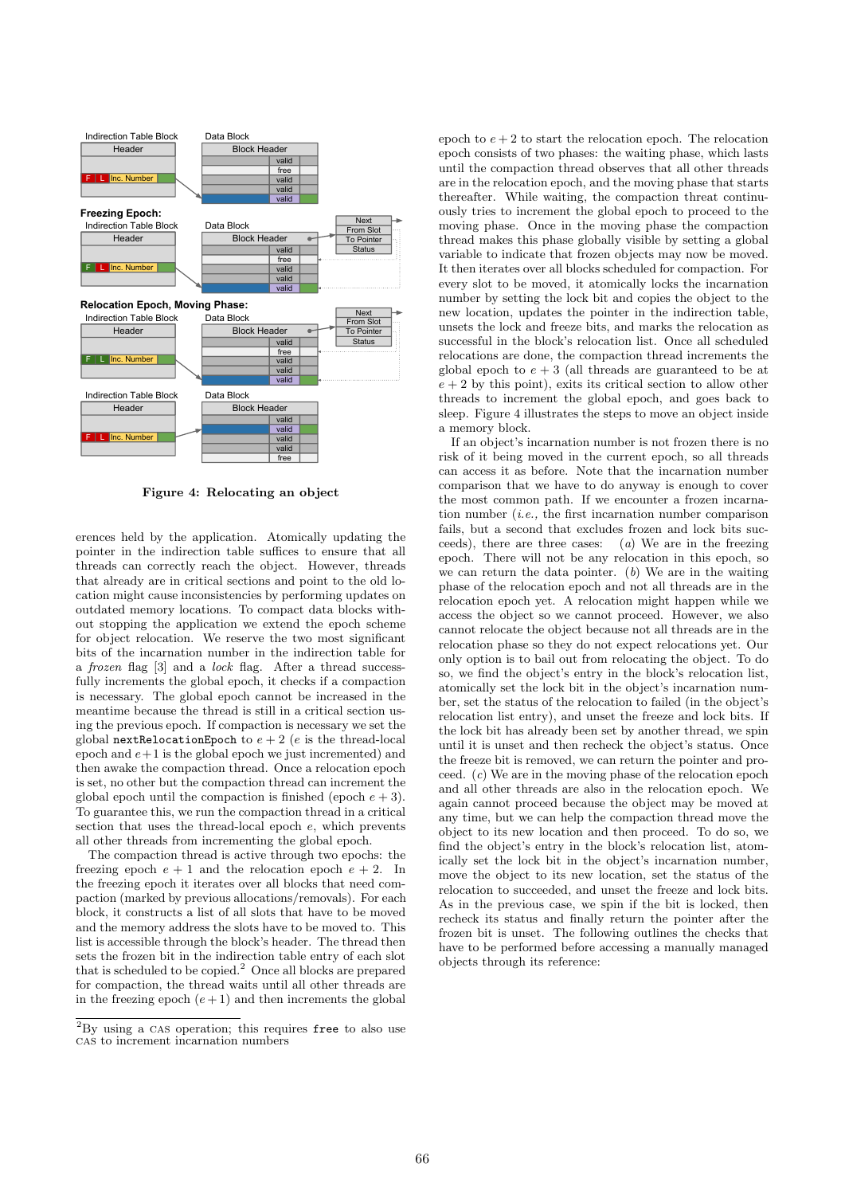Figure 4: Relocating an object

erences held by the application. Atomically updating the pointer in the indirection table suffices to ensure that all threads can correctly reach the object. However, threads that already are in critical sections and point to the old location might cause inconsistencies by performing updates on outdated memory locations. To compact data blocks without stopping the application we extend the epoch scheme for object relocation. We reserve the two most significant bits of the incarnation number in the indirection table for a *frozen* flag [3] and a *lock* flag. After a thread successfully increments the global epoch, it checks if a compaction is necessary. The global epoch cannot be increased in the meantime because the thread is still in a critical section using the previous epoch. If compaction is necessary we set the global `nextRelocationEpoch` to $e+2$ ($e$ is the thread-local epoch and $e+1$ is the global epoch we just incremented) and then awake the compaction thread. Once a relocation epoch is set, no other but the compaction thread can increment the global epoch until the compaction is finished (epoch $e+3$). To guarantee this, we run the compaction thread in a critical section that uses the thread-local epoch $e$, which prevents all other threads from incrementing the global epoch.

The compaction thread is active through two epochs: the freezing epoch $e+1$ and the relocation epoch $e+2$. In the freezing epoch it iterates over all blocks that need compaction (marked by previous allocations/removals). For each block, it constructs a list of all slots that have to be moved and the memory address the slots have to be moved to. This list is accessible through the block's header. The thread then sets the frozen bit in the indirection table entry of each slot that is scheduled to be copied.[2] Once all blocks are prepared for compaction, the thread waits until all other threads are in the freezing epoch ($e+1$) and then increments the global epoch to $e+2$ to start the relocation epoch. The relocation epoch consists of two phases: the waiting phase, which lasts until the compaction thread observes that all other threads are in the relocation epoch, and the moving phase that starts thereafter. While waiting, the compaction threat continuously tries to increment the global epoch to proceed to the moving phase. Once in the moving phase the compaction thread makes this phase globally visible by setting a global variable to indicate that frozen objects may now be moved. It then iterates over all blocks scheduled for compaction. For every slot to be moved, it atomically locks the incarnation number by setting the lock bit and copies the object to the new location, updates the pointer in the indirection table, unsets the lock and freeze bits, and marks the relocation as successful in the block's relocation list. Once all scheduled relocations are done, the compaction thread increments the global epoch to $e+3$ (all threads are guaranteed to be at $e+2$ by this point), exits its critical section to allow other threads to increment the global epoch, and goes back to sleep. Figure 4 illustrates the steps to move an object inside a memory block.

If an object's incarnation number is not frozen there is no risk of it being moved in the current epoch, so all threads can access it as before. Note that the incarnation number comparison that we have to do anyway is enough to cover the most common path. If we encounter a frozen incarnation number (*i.e.,* the first incarnation number comparison fails, but a second that excludes frozen and lock bits succeeds), there are three cases: (*a*) We are in the freezing epoch. There will not be any relocation in this epoch, so we can return the data pointer. (*b*) We are in the waiting phase of the relocation epoch and not all threads are in the relocation epoch yet. A relocation might happen while we access the object so we cannot proceed. However, we also cannot relocate the object because not all threads are in the relocation phase so they do not expect relocations yet. Our only option is to bail out from relocating the object. To do so, we find the object's entry in the block's relocation list, atomically set the lock bit in the object's incarnation number, set the status of the relocation to failed (in the object's relocation list entry), and unset the freeze and lock bits. If the lock bit has already been set by another thread, we spin until it is unset and then recheck the object's status. Once the freeze bit is removed, we can return the pointer and proceed. (*c*) We are in the moving phase of the relocation epoch and all other threads are also in the relocation epoch. We again cannot proceed because the object may be moved at any time, but we can help the compaction thread move the object to its new location and then proceed. To do so, we find the object's entry in the block's relocation list, atomically set the lock bit in the object's incarnation number, move the object to its new location, set the status of the relocation to succeeded, and unset the freeze and lock bits. As in the previous case, we spin if the bit is locked, then recheck its status and finally return the pointer after the frozen bit is unset. The following outlines the checks that have to be performed before accessing a manually managed objects through its reference:

[2] By using a CAS operation; this requires `free` to also use CAS to increment incarnation numbers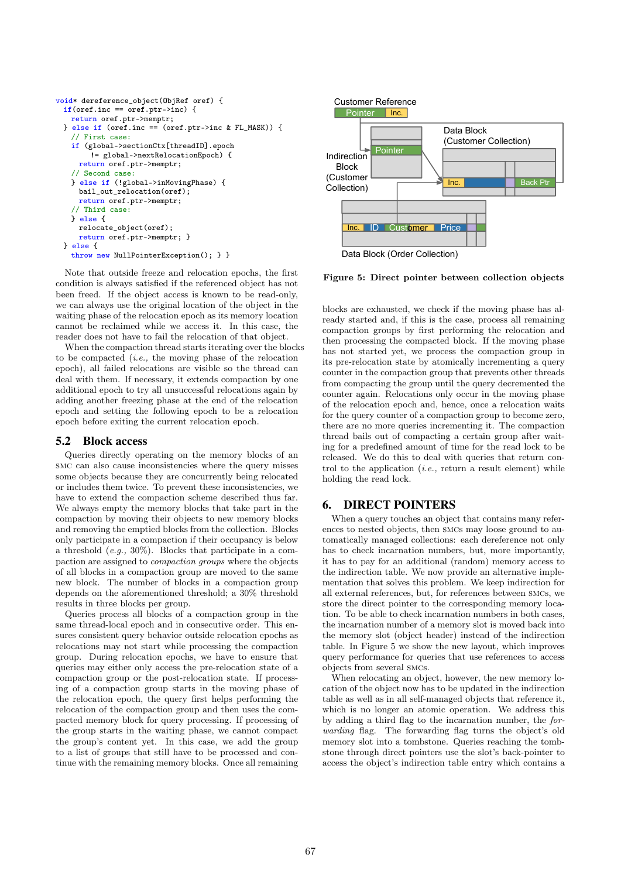```
void* dereference_object(ObjRef oref) {
  if(oref.inc == oref.ptr->inc) {
    return oref.ptr->memptr;
  } else if (oref.inc == (oref.ptr->inc & FL_MASK)) {
    // First case:
    if (global->sectionCtx[threadID].epoch
          != global->nextRelocationEpoch) {
      return oref.ptr->memptr;
    // Second case:
    } else if (!global->inMovingPhase) {
      bail_out_relocation(oref);
      return oref.ptr->memptr;
    // Third case:
    } else {
      relocate_object(oref);
      return oref.ptr->memptr; }
  } else {
    throw new NullPointerException(); } }
```

Note that outside freeze and relocation epochs, the first condition is always satisfied if the referenced object has not been freed. If the object access is known to be read-only, we can always use the original location of the object in the waiting phase of the relocation epoch as its memory location cannot be reclaimed while we access it. In this case, the reader does not have to fail the relocation of that object.

When the compaction thread starts iterating over the blocks to be compacted (*i.e.,* the moving phase of the relocation epoch), all failed relocations are visible so the thread can deal with them. If necessary, it extends compaction by one additional epoch to try all unsuccessful relocations again by adding another freezing phase at the end of the relocation epoch and setting the following epoch to be a relocation epoch before exiting the current relocation epoch.

## 5.2 Block access

Queries directly operating on the memory blocks of an SMC can also cause inconsistencies where the query misses some objects because they are concurrently being relocated or includes them twice. To prevent these inconsistencies, we have to extend the compaction scheme described thus far. We always empty the memory blocks that take part in the compaction by moving their objects to new memory blocks and removing the emptied blocks from the collection. Blocks only participate in a compaction if their occupancy is below a threshold (*e.g.,* 30%). Blocks that participate in a compaction are assigned to *compaction groups* where the objects of all blocks in a compaction group are moved to the same new block. The number of blocks in a compaction group depends on the aforementioned threshold; a 30% threshold results in three blocks per group.

Queries process all blocks of a compaction group in the same thread-local epoch and in consecutive order. This ensures consistent query behavior outside relocation epochs as relocations may not start while processing the compaction group. During relocation epochs, we have to ensure that queries may either only access the pre-relocation state of a compaction group or the post-relocation state. If processing of a compaction group starts in the moving phase of the relocation epoch, the query first helps performing the relocation of the compaction group and then uses the compacted memory block for query processing. If processing of the group starts in the waiting phase, we cannot compact the group's content yet. In this case, we add the group to a list of groups that still have to be processed and continue with the remaining memory blocks. Once all remaining blocks are exhausted, we check if the moving phase has already started and, if this is the case, process all remaining compaction groups by first performing the relocation and then processing the compacted block. If the moving phase has not started yet, we process the compaction group in its pre-relocation state by atomically incrementing a query counter in the compaction group that prevents other threads from compacting the group until the query decremented the counter again. Relocations only occur in the moving phase of the relocation epoch and, hence, once a relocation waits for the query counter of a compaction group to become zero, there are no more queries incrementing it. The compaction thread bails out of compacting a certain group after waiting for a predefined amount of time for the read lock to be released. We do this to deal with queries that return control to the application (*i.e.,* return a result element) while holding the read lock.

Figure 5: Direct pointer between collection objects

# 6. DIRECT POINTERS

When a query touches an object that contains many references to nested objects, then SMCs may loose ground to automatically managed collections: each dereference not only has to check incarnation numbers, but, more importantly, it has to pay for an additional (random) memory access to the indirection table. We now provide an alternative implementation that solves this problem. We keep indirection for all external references, but, for references between SMCs, we store the direct pointer to the corresponding memory location. To be able to check incarnation numbers in both cases, the incarnation number of a memory slot is moved back into the memory slot (object header) instead of the indirection table. In Figure 5 we show the new layout, which improves query performance for queries that use references to access objects from several SMCs.

When relocating an object, however, the new memory location of the object now has to be updated in the indirection table as well as in all self-managed objects that reference it, which is no longer an atomic operation. We address this by adding a third flag to the incarnation number, the *forwarding* flag. The forwarding flag turns the object's old memory slot into a tombstone. Queries reaching the tombstone through direct pointers use the slot's back-pointer to access the object's indirection table entry which contains a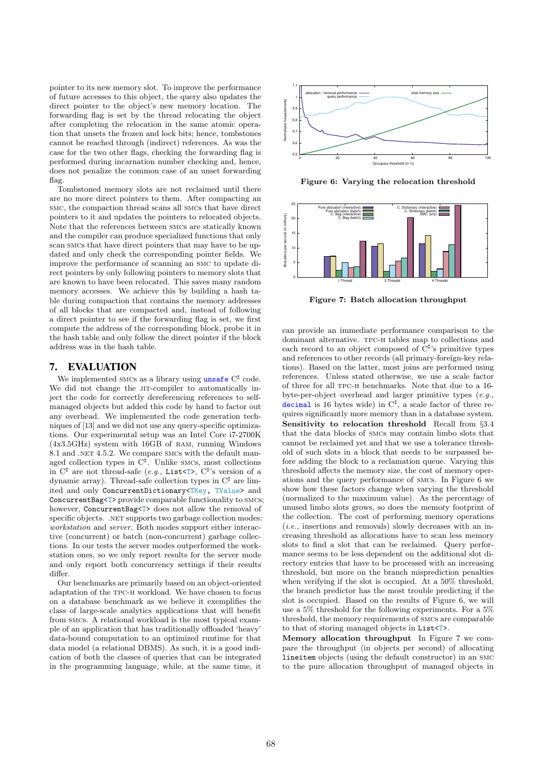pointer to its new memory slot. To improve the performance of future accesses to this object, the query also updates the direct pointer to the object's new memory location. The forwarding flag is set by the thread relocating the object after completing the relocation in the same atomic operation that unsets the frozen and lock bits; hence, tombstones cannot be reached through (indirect) references. As was the case for the two other flags, checking the forwarding flag is performed during incarnation number checking and, hence, does not penalize the common case of an unset forwarding flag.

Tombstoned memory slots are not reclaimed until there are no more direct pointers to them. After compacting an SMC, the compaction thread scans all SMCs that have direct pointers to it and updates the pointers to relocated objects. Note that the references between SMCs are statically known and the compiler can produce specialized functions that only scan SMCs that have direct pointers that may have to be updated and only check the corresponding pointer fields. We improve the performance of scanning an SMC to update direct pointers by only following pointers to memory slots that are known to have been relocated. This saves many random memory accesses. We achieve this by building a hash table during compaction that contains the memory addresses of all blocks that are compacted and, instead of following a direct pointer to see if the forwarding flag is set, we first compute the address of the corresponding block, probe it in the hash table and only follow the direct pointer if the block address was in the hash table.

## 7. EVALUATION

We implemented SMCs as a library using `unsafe` C♯ code. We did not change the JIT-compiler to automatically inject the code for correctly dereferencing references to self-managed objects but added this code by hand to factor out any overhead. We implemented the code generation techniques of [13] and we did not use any query-specific optimizations. Our experimental setup was an Intel Core i7-2700K (4x3.5GHz) system with 16GB of RAM, running Windows 8.1 and .NET 4.5.2. We compare SMCs with the default managed collection types in C♯. Unlike SMCs, most collections in C♯ are not thread-safe (*e.g.,* `List<T>`, C♯'s version of a dynamic array). Thread-safe collection types in C♯ are limited and only `ConcurrentDictionary<TKey, TValue>` and `ConcurrentBag<T>` provide comparable functionality to SMCs; however, `ConcurrentBag<T>` does not allow the removal of specific objects. .NET supports two garbage collection modes: *workstation* and *server*. Both modes support either interactive (concurrent) or batch (non-concurrent) garbage collections. In our tests the server modes outperformed the workstation ones, so we only report results for the server mode and only report both concurrency settings if their results differ.

Our benchmarks are primarily based on an object-oriented adaptation of the TPC-H workload. We have chosen to focus on a database benchmark as we believe it exemplifies the class of large-scale analytics applications that will benefit from SMCs. A relational workload is the most typical example of an application that has traditionally offloaded 'heavy' data-bound computation to an optimized runtime for that data model (a relational DBMS). As such, it is a good indication of both the classes of queries that can be integrated in the programming language, while, at the same time, it can provide an immediate performance comparison to the dominant alternative. TPC-H tables map to collections and each record to an object composed of C♯'s primitive types and references to other records (all primary-foreign-key relations). Based on the latter, most joins are performed using references. Unless stated otherwise, we use a scale factor of three for all TPC-H benchmarks. Note that due to a 16-byte-per-object overhead and larger primitive types (*e.g.,* `decimal` is 16 bytes wide) in C♯, a scale factor of three requires significantly more memory than in a database system.

**Figure 6: Varying the relocation threshold**

**Figure 7: Batch allocation throughput**

**Sensitivity to relocation threshold** Recall from §3.4 that the data blocks of SMCs may contain limbo slots that cannot be reclaimed yet and that we use a tolerance threshold of such slots in a block that needs to be surpassed before adding the block to a reclamation queue. Varying this threshold affects the memory size, the cost of memory operations and the query performance of SMCs. In Figure 6 we show how these factors change when varying the threshold (normalized to the maximum value). As the percentage of unused limbo slots grows, so does the memory footprint of the collection. The cost of performing memory operations (*i.e.,* insertions and removals) slowly decreases with an increasing threshold as allocations have to scan less memory slots to find a slot that can be reclaimed. Query performance seems to be less dependent on the additional slot directory entries that have to be processed with an increasing threshold, but more on the branch misprediction penalties when verifying if the slot is occupied. At a 50% threshold, the branch predictor has the most trouble predicting if the slot is occupied. Based on the results of Figure 6, we will use a 5% threshold for the following experiments. For a 5% threshold, the memory requirements of SMCs are comparable to that of storing managed objects in `List<T>`.

**Memory allocation throughput** In Figure 7 we compare the throughput (in objects per second) of allocating `lineitem` objects (using the default constructor) in an SMC to the pure allocation throughput of managed objects in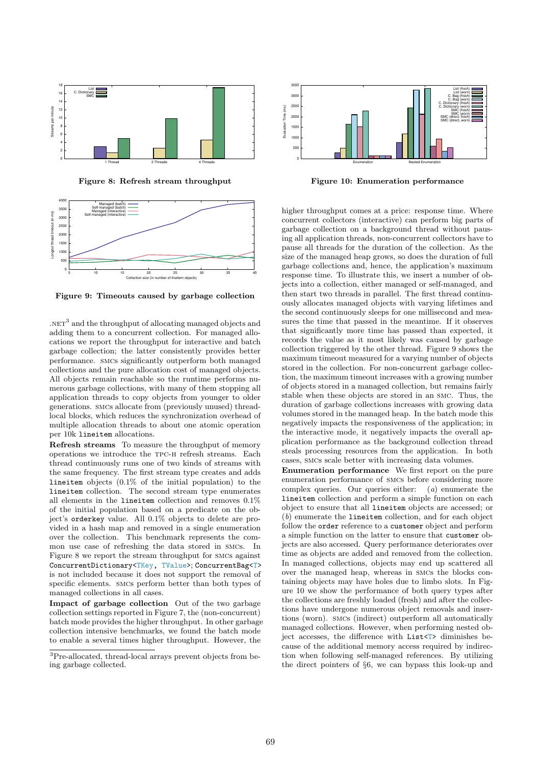**Figure 8: Refresh stream throughput**

**Figure 9: Timeouts caused by garbage collection**

.NET[3] and the throughput of allocating managed objects and adding them to a concurrent collection. For managed allocations we report the throughput for interactive and batch garbage collection; the latter consistently provides better performance. SMCs significantly outperform both managed collections and the pure allocation cost of managed objects. All objects remain reachable so the runtime performs numerous garbage collections, with many of them stopping all application threads to copy objects from younger to older generations. SMCs allocate from (previously unused) thread-local blocks, which reduces the synchronization overhead of multiple allocation threads to about one atomic operation per 10k `lineitem` allocations.

**Refresh streams** To measure the throughput of memory operations we introduce the TPC-H refresh streams. Each thread continuously runs one of two kinds of streams with the same frequency. The first stream type creates and adds `lineitem` objects (0.1% of the initial population) to the `lineitem` collection. The second stream type enumerates all elements in the `lineitem` collection and removes 0.1% of the initial population based on a predicate on the object's `orderkey` value. All 0.1% objects to delete are provided in a hash map and removed in a single enumeration over the collection. This benchmark represents the common use case of refreshing the data stored in SMCs. In Figure 8 we report the stream throughput for SMCs against `ConcurrentDictionary<TKey, TValue>`; `ConcurrentBag<T>` is not included because it does not support the removal of specific elements. SMCs perform better than both types of managed collections in all cases.

**Impact of garbage collection** Out of the two garbage collection settings reported in Figure 7, the (non-concurrent) batch mode provides the higher throughput. In other garbage collection intensive benchmarks, we found the batch mode to enable a several times higher throughput. However, the higher throughput comes at a price: response time. Where concurrent collectors (interactive) can perform big parts of garbage collection on a background thread without pausing all application threads, non-concurrent collectors have to pause all threads for the duration of the collection. As the size of the managed heap grows, so does the duration of full garbage collections and, hence, the application's maximum response time. To illustrate this, we insert a number of objects into a collection, either managed or self-managed, and then start two threads in parallel. The first thread continuously allocates managed objects with varying lifetimes and the second continuously sleeps for one millisecond and measures the time that passed in the meantime. If it observes that significantly more time has passed than expected, it records the value as it most likely was caused by garbage collection triggered by the other thread. Figure 9 shows the maximum timeout measured for a varying number of objects stored in the collection. For non-concurrent garbage collection, the maximum timeout increases with a growing number of objects stored in a managed collection, but remains fairly stable when these objects are stored in an SMC. Thus, the duration of garbage collections increases with growing data volumes stored in the managed heap. In the batch mode this negatively impacts the responsiveness of the application; in the interactive mode, it negatively impacts the overall application performance as the background collection thread steals processing resources from the application. In both cases, SMCs scale better with increasing data volumes.

**Figure 10: Enumeration performance**

**Enumeration performance** We first report on the pure enumeration performance of SMCs before considering more complex queries. Our queries either: (*a*) enumerate the `lineitem` collection and perform a simple function on each object to ensure that all `lineitem` objects are accessed; or (*b*) enumerate the `lineitem` collection, and for each object follow the `order` reference to a `customer` object and perform a simple function on the latter to ensure that `customer` objects are also accessed. Query performance deteriorates over time as objects are added and removed from the collection. In managed collections, objects may end up scattered all over the managed heap, whereas in SMCs the blocks containing objects may have holes due to limbo slots. In Figure 10 we show the performance of both query types after the collections are freshly loaded (fresh) and after the collections have undergone numerous object removals and insertions (worn). SMCs (indirect) outperform all automatically managed collections. However, when performing nested object accesses, the difference with `List<T>` diminishes because of the additional memory access required by indirection when following self-managed references. By utilizing the direct pointers of §6, we can bypass this look-up and

[3] Pre-allocated, thread-local arrays prevent objects from being garbage collected.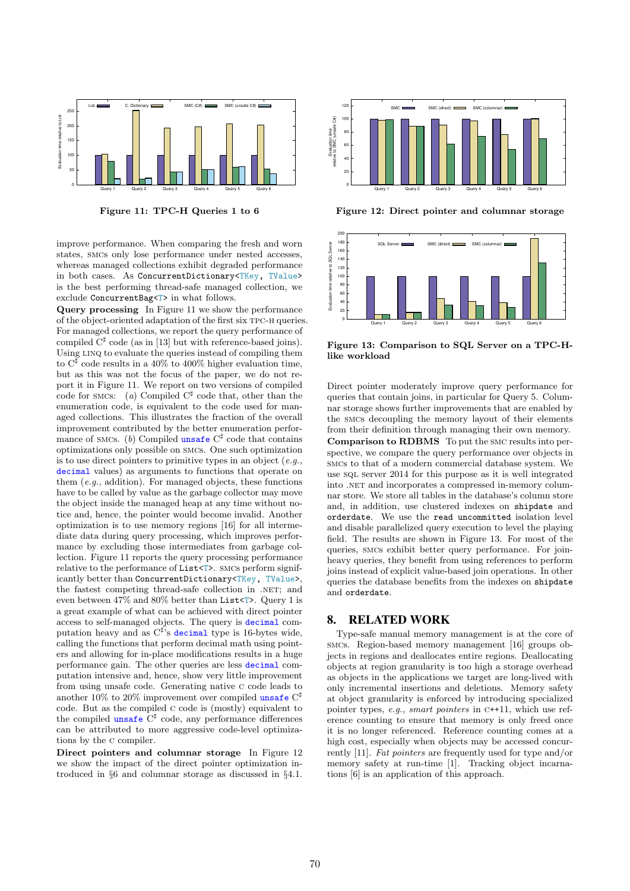Figure 11: TPC-H Queries 1 to 6

Figure 12: Direct pointer and columnar storage

Figure 13: Comparison to SQL Server on a TPC-H-like workload

improve performance. When comparing the fresh and worn states, SMCs only lose performance under nested accesses, whereas managed collections exhibit degraded performance in both cases. As `ConcurrentDictionary<TKey, TValue>` is the best performing thread-safe managed collection, we exclude `ConcurrentBag<T>` in what follows.

**Query processing** In Figure 11 we show the performance of the object-oriented adaptation of the first six TPC-H queries. For managed collections, we report the query performance of compiled C♯ code (as in [13] but with reference-based joins). Using LINQ to evaluate the queries instead of compiling them to C♯ code results in a 40% to 400% higher evaluation time, but as this was not the focus of the paper, we do not report it in Figure 11. We report on two versions of compiled code for SMCs: (*a*) Compiled C♯ code that, other than the enumeration code, is equivalent to the code used for managed collections. This illustrates the fraction of the overall improvement contributed by the better enumeration performance of SMCs. (*b*) Compiled `unsafe` C♯ code that contains optimizations only possible on SMCs. One such optimization is to use direct pointers to primitive types in an object (*e.g.,* `decimal` values) as arguments to functions that operate on them (*e.g.,* addition). For managed objects, these functions have to be called by value as the garbage collector may move the object inside the managed heap at any time without notice and, hence, the pointer would become invalid. Another optimization is to use memory regions [16] for all intermediate data during query processing, which improves performance by excluding those intermediates from garbage collection. Figure 11 reports the query processing performance relative to the performance of `List<T>`. SMCs perform significantly better than `ConcurrentDictionary<TKey, TValue>`, the fastest competing thread-safe collection in .NET; and even between 47% and 80% better than `List<T>`. Query 1 is a great example of what can be achieved with direct pointer access to self-managed objects. The query is `decimal` computation heavy and as C♯'s `decimal` type is 16-bytes wide, calling the functions that perform decimal math using pointers and allowing for in-place modifications results in a huge performance gain. The other queries are less `decimal` computation intensive and, hence, show very little improvement from using unsafe code. Generating native C code leads to another 10% to 20% improvement over compiled `unsafe` C♯ code. But as the compiled C code is (mostly) equivalent to the compiled `unsafe` C♯ code, any performance differences can be attributed to more aggressive code-level optimizations by the C compiler.

**Direct pointers and columnar storage** In Figure 12 we show the impact of the direct pointer optimization introduced in §6 and columnar storage as discussed in §4.1. Direct pointer moderately improve query performance for queries that contain joins, in particular for Query 5. Columnar storage shows further improvements that are enabled by the SMCs decoupling the memory layout of their elements from their definition through managing their own memory.

**Comparison to RDBMS** To put the SMC results into perspective, we compare the query performance over objects in SMCs to that of a modern commercial database system. We use SQL Server 2014 for this purpose as it is well integrated into .NET and incorporates a compressed in-memory columnar store. We store all tables in the database's column store and, in addition, use clustered indexes on `shipdate` and `orderdate`. We use the `read uncommitted` isolation level and disable parallelized query execution to level the playing field. The results are shown in Figure 13. For most of the queries, SMCs exhibit better query performance. For join-heavy queries, they benefit from using references to perform joins instead of explicit value-based join operations. In other queries the database benefits from the indexes on `shipdate` and `orderdate`.

## 8. RELATED WORK

Type-safe manual memory management is at the core of SMCs. Region-based memory management [16] groups objects in regions and deallocates entire regions. Deallocating objects at region granularity is too high a storage overhead as objects in the applications we target are long-lived with only incremental insertions and deletions. Memory safety at object granularity is enforced by introducing specialized pointer types, *e.g., smart pointers* in C++11, which use reference counting to ensure that memory is only freed once it is no longer referenced. Reference counting comes at a high cost, especially when objects may be accessed concurrently [11]. *Fat pointers* are frequently used for type and/or memory safety at run-time [1]. Tracking object incarnations [6] is an application of this approach.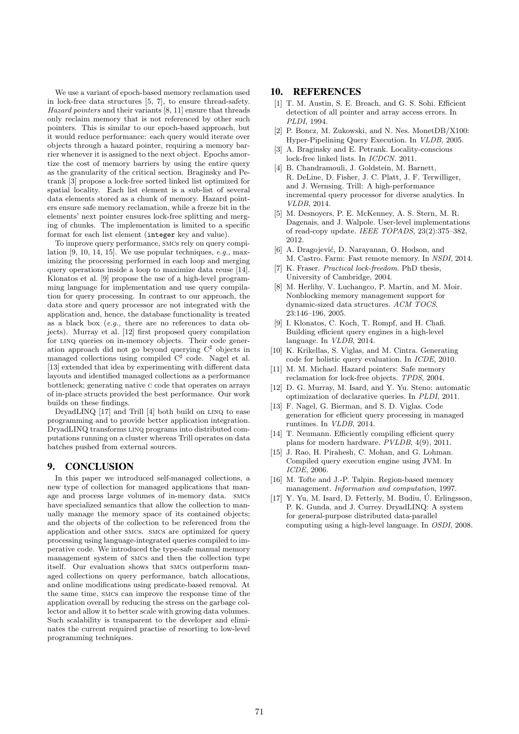We use a variant of epoch-based memory reclamation used in lock-free data structures [5, 7], to ensure thread-safety. *Hazard pointers* and their variants [8, 11] ensure that threads only reclaim memory that is not referenced by other such pointers. This is similar to our epoch-based approach, but it would reduce performance: each query would iterate over objects through a hazard pointer, requiring a memory barrier whenever it is assigned to the next object. Epochs amortize the cost of memory barriers by using the entire query as the granularity of the critical section. Braginsky and Petrank [3] propose a lock-free sorted linked list optimized for spatial locality. Each list element is a sub-list of several data elements stored as a chunk of memory. Hazard pointers ensure safe memory reclamation, while a freeze bit in the elements' next pointer ensures lock-free splitting and merging of chunks. The implementation is limited to a specific format for each list element (`integer` key and value).

To improve query performance, SMCs rely on query compilation [9, 10, 14, 15]. We use popular techniques, *e.g.,* maximizing the processing performed in each loop and merging query operations inside a loop to maximize data reuse [14]. Klonatos et al. [9] propose the use of a high-level programming language for implementation and use query compilation for query processing. In contrast to our approach, the data store and query processor are not integrated with the application and, hence, the database functionality is treated as a black box (*e.g.,* there are no references to data objects). Murray et al. [12] first proposed query compilation for LINQ queries on in-memory objects. Their code generation approach did not go beyond querying C♯ objects in managed collections using compiled C♯ code. Nagel et al. [13] extended that idea by experimenting with different data layouts and identified managed collections as a performance bottleneck; generating native C code that operates on arrays of in-place structs provided the best performance. Our work builds on these findings.

DryadLINQ [17] and Trill [4] both build on LINQ to ease programming and to provide better application integration. DryadLINQ transforms LINQ programs into distributed computations running on a cluster whereas Trill operates on data batches pushed from external sources.

## 9. CONCLUSION

In this paper we introduced self-managed collections, a new type of collection for managed applications that manage and process large volumes of in-memory data. SMCs have specialized semantics that allow the collection to manually manage the memory space of its contained objects; and the objects of the collection to be referenced from the application and other SMCs. SMCs are optimized for query processing using language-integrated queries compiled to imperative code. We introduced the type-safe manual memory management system of SMCs and then the collection type itself. Our evaluation shows that SMCs outperform managed collections on query performance, batch allocations, and online modifications using predicate-based removal. At the same time, SMCs can improve the response time of the application overall by reducing the stress on the garbage collector and allow it to better scale with growing data volumes. Such scalability is transparent to the developer and eliminates the current required practise of resorting to low-level programming techniques.

## 10. REFERENCES

[1] T. M. Austin, S. E. Breach, and G. S. Sohi. Efficient detection of all pointer and array access errors. In *PLDI*, 1994.

[2] P. Boncz, M. Zukowski, and N. Nes. MonetDB/X100: Hyper-Pipelining Query Execution. In *VLDB*, 2005.

[3] A. Braginsky and E. Petrank. Locality-conscious lock-free linked lists. In *ICDCN*. 2011.

[4] B. Chandramouli, J. Goldstein, M. Barnett, R. DeLine, D. Fisher, J. C. Platt, J. F. Terwilliger, and J. Wernsing. Trill: A high-performance incremental query processor for diverse analytics. In *VLDB*, 2014.

[5] M. Desnoyers, P. E. McKenney, A. S. Stern, M. R. Dagenais, and J. Walpole. User-level implementations of read-copy update. *IEEE TOPADS*, 23(2):375–382, 2012.

[6] A. Dragojević, D. Narayanan, O. Hodson, and M. Castro. Farm: Fast remote memory. In *NSDI*, 2014.

[7] K. Fraser. *Practical lock-freedom*. PhD thesis, University of Cambridge, 2004.

[8] M. Herlihy, V. Luchangco, P. Martin, and M. Moir. Nonblocking memory management support for dynamic-sized data structures. *ACM TOCS*, 23:146–196, 2005.

[9] I. Klonatos, C. Koch, T. Rompf, and H. Chafi. Building efficient query engines in a high-level language. In *VLDB*, 2014.

[10] K. Krikellas, S. Viglas, and M. Cintra. Generating code for holistic query evaluation. In *ICDE*, 2010.

[11] M. M. Michael. Hazard pointers: Safe memory reclamation for lock-free objects. *TPDS*, 2004.

[12] D. G. Murray, M. Isard, and Y. Yu. Steno: automatic optimization of declarative queries. In *PLDI*, 2011.

[13] F. Nagel, G. Bierman, and S. D. Viglas. Code generation for efficient query processing in managed runtimes. In *VLDB*, 2014.

[14] T. Neumann. Efficiently compiling efficient query plans for modern hardware. *PVLDB*, 4(9), 2011.

[15] J. Rao, H. Pirahesh, C. Mohan, and G. Lohman. Compiled query execution engine using JVM. In *ICDE*, 2006.

[16] M. Tofte and J.-P. Talpin. Region-based memory management. *Information and computation*, 1997.

[17] Y. Yu, M. Isard, D. Fetterly, M. Budiu, Ú. Erlingsson, P. K. Gunda, and J. Currey. DryadLINQ: A system for general-purpose distributed data-parallel computing using a high-level language. In *OSDI*, 2008.